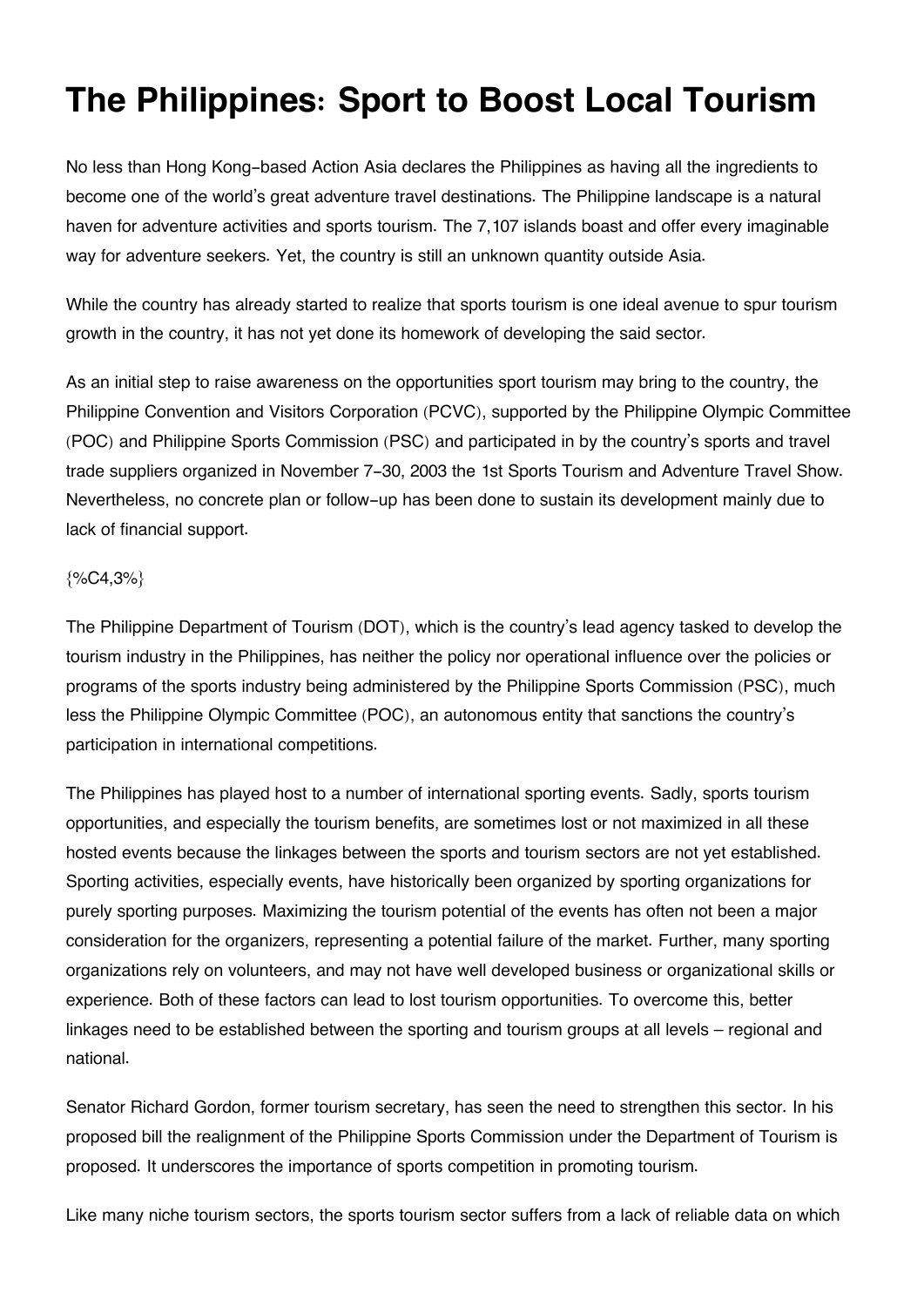# The Philippines: Sport to Boost Local Tourism

No less than Hong Kong-based Action Asia declares the Philippines as having all the ingredients to become one of the world's great adventure travel destinations. The Philippine landscape is a natural haven for adventure activities and sports tourism. The 7,107 islands boast and offer every imaginable way for adventure seekers. Yet, the country is still an unknown quantity outside Asia.

While the country has already started to realize that sports tourism is one ideal avenue to spur tourism growth in the country, it has not yet done its homework of developing the said sector.

As an initial step to raise awareness on the opportunities sport tourism may bring to the country, the Philippine Convention and Visitors Corporation (PCVC), supported by the Philippine Olympic Committee (POC) and Philippine Sports Commission (PSC) and participated in by the country's sports and travel trade suppliers organized in November 7-30, 2003 the 1st Sports Tourism and Adventure Travel Show. Nevertheless, no concrete plan or follow-up has been done to sustain its development mainly due to lack of financial support.

{%C4,3%}

The Philippine Department of Tourism (DOT), which is the country's lead agency tasked to develop the tourism industry in the Philippines, has neither the policy nor operational influence over the policies or programs of the sports industry being administered by the Philippine Sports Commission (PSC), much less the Philippine Olympic Committee (POC), an autonomous entity that sanctions the country's participation in international competitions.

The Philippines has played host to a number of international sporting events. Sadly, sports tourism opportunities, and especially the tourism benefits, are sometimes lost or not maximized in all these hosted events because the linkages between the sports and tourism sectors are not yet established. Sporting activities, especially events, have historically been organized by sporting organizations for purely sporting purposes. Maximizing the tourism potential of the events has often not been a major consideration for the organizers, representing a potential failure of the market. Further, many sporting organizations rely on volunteers, and may not have well developed business or organizational skills or experience. Both of these factors can lead to lost tourism opportunities. To overcome this, better linkages need to be established between the sporting and tourism groups at all levels – regional and national.

Senator Richard Gordon, former tourism secretary, has seen the need to strengthen this sector. In his proposed bill the realignment of the Philippine Sports Commission under the Department of Tourism is proposed. It underscores the importance of sports competition in promoting tourism.

Like many niche tourism sectors, the sports tourism sector suffers from a lack of reliable data on which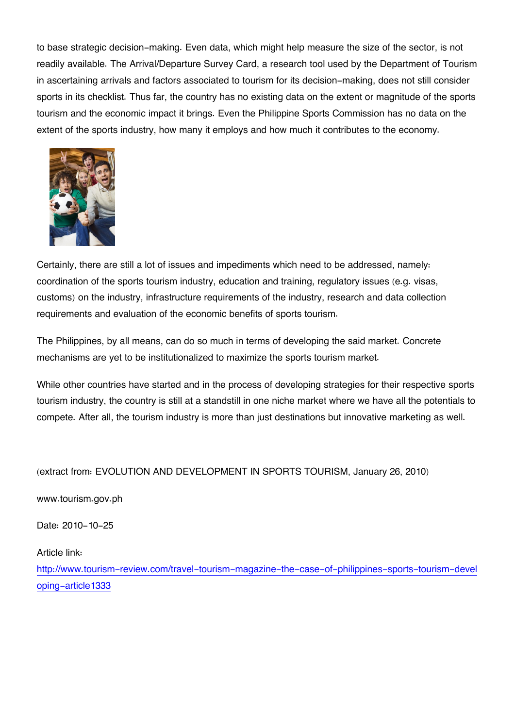to base strategic decision-making. Even data, which might help measure the size of the sector, is not readily available. The Arrival/Departure Survey Card, a research tool used by the Department of Tourism in ascertaining arrivals and factors associated to tourism for its decision-making, does not still consider sports in its checklist. Thus far, the country has no existing data on the extent or magnitude of the sports tourism and the economic impact it brings. Even the Philippine Sports Commission has no data on the extent of the sports industry, how many it employs and how much it contributes to the economy.

Certainly, there are still a lot of issues and impediments which need to be addressed, namely: coordination of the sports tourism industry, education and training, regulatory issues (e.g. visas, customs) on the industry, infrastructure requirements of the industry, research and data collection requirements and evaluation of the economic benefits of sports tourism.

The Philippines, by all means, can do so much in terms of developing the said market. Concrete mechanisms are yet to be institutionalized to maximize the sports tourism market.

While other countries have started and in the process of developing strategies for their respective sports tourism industry, the country is still at a standstill in one niche market where we have all the potentials to compete. After all, the tourism industry is more than just destinations but innovative marketing as well.

(extract from: EVOLUTION AND DEVELOPMENT IN SPORTS TOURISM, January 26, 2010)

www.tourism.gov.ph

Date: 2010-10-25

Article link:
[http://www.tourism-review.com/travel-tourism-magazine-the-case-of-philippines-sports-tourism-developing-article1333](http://www.tourism-review.com/travel-tourism-magazine-the-case-of-philippines-sports-tourism-developing-article1333)